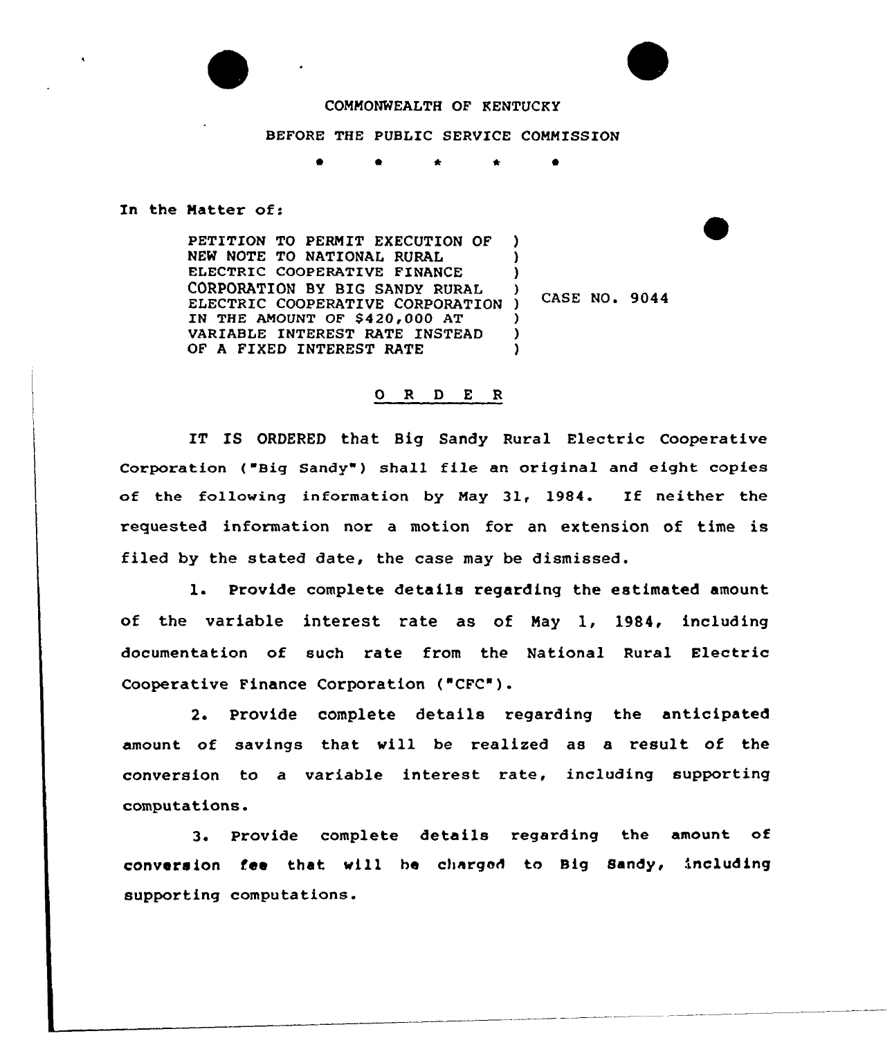COMMONWEALTH OF KENTUCKY

BEFORE THE PUBLIC SERVICE COMMISSION

\* \* \* \* \*

In the Matter of:

PETITION TO PERMIT EXECUTION OF NEW NOTE TO NATIONAL RURAL ELECTRIC COOPERATIVE FINANCE CORPORATION BY BIG SANDY RURAL ELECTRIC COOPERATIVE CORPORATION IN THE AMOUNT OF $420,000 AT VARIABLE INTEREST RATE INSTEAD OF A FIXED INTEREST RATE ) CASE NO. 9044

## O R D E R

IT IS ORDERED that Big Sandy Rural Electric Cooperative Corporation ("Big Sandy") shall file an original and eight copies of the following information by May 31, 1984. If neither the requested information nor a motion for an extension of time is filed by the stated date, the case may be dismissed.

1. Provide complete details regarding the estimated amount of the variable interest rate as of May 1, 1984, including documentation of such rate from the National Rural Electric Cooperative Finance Corporation ("CFC").

2. Provide complete details regarding the anticipated amount of savings that will be realized as a result of the conversion to a variable interest rate, including supporting computations.

3. Provide complete details regarding the amount of conversion fee that will be charged to Big Sandy, including supporting computations.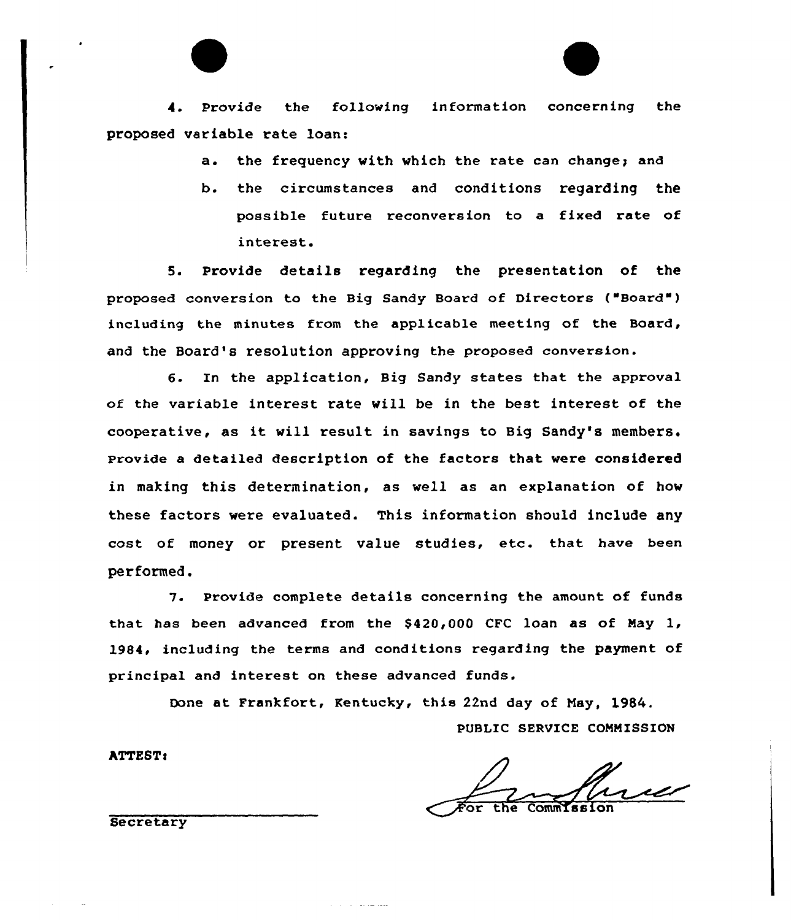4. Provide the following information concerning the proposed variable rate loan:

   a. the frequency with which the rate can change; and

   b. the circumstances and conditions regarding the possible future reconversion to a fixed rate of interest.

5. Provide details regarding the presentation of the proposed conversion to the Big Sandy Board of Directors ("Board") including the minutes from the applicable meeting of the Board, and the Board's resolution approving the proposed conversion.

6. In the application, Big Sandy states that the approval of the variable interest rate will be in the best interest of the cooperative, as it will result in savings to Big Sandy's members. Provide a detailed description of the factors that were considered in making this determination, as well as an explanation of how these factors were evaluated. This information should include any cost of money or present value studies, etc. that have been performed.

7. Provide complete details concerning the amount of funds that has been advanced from the $420,000 CFC loan as of May 1, 1984, including the terms and conditions regarding the payment of principal and interest on these advanced funds.

Done at Frankfort, Kentucky, this 22nd day of May, 1984.

PUBLIC SERVICE COMMISSION

For the Commission

ATTEST:

Secretary